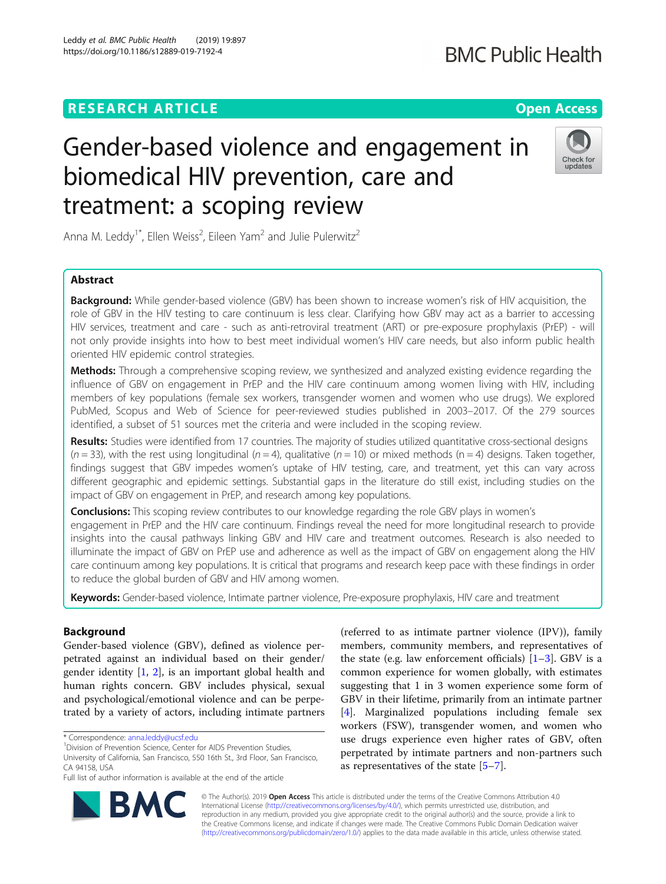RESEARCH ARTICLE

Open Access

# Gender-based violence and engagement in biomedical HIV prevention, care and treatment: a scoping review

Anna M. Leddy[1*], Ellen Weiss[2], Eileen Yam[2] and Julie Pulerwitz[2]

## Abstract

**Background:** While gender-based violence (GBV) has been shown to increase women's risk of HIV acquisition, the role of GBV in the HIV testing to care continuum is less clear. Clarifying how GBV may act as a barrier to accessing HIV services, treatment and care - such as anti-retroviral treatment (ART) or pre-exposure prophylaxis (PrEP) - will not only provide insights into how to best meet individual women's HIV care needs, but also inform public health oriented HIV epidemic control strategies.

**Methods:** Through a comprehensive scoping review, we synthesized and analyzed existing evidence regarding the influence of GBV on engagement in PrEP and the HIV care continuum among women living with HIV, including members of key populations (female sex workers, transgender women and women who use drugs). We explored PubMed, Scopus and Web of Science for peer-reviewed studies published in 2003–2017. Of the 279 sources identified, a subset of 51 sources met the criteria and were included in the scoping review.

**Results:** Studies were identified from 17 countries. The majority of studies utilized quantitative cross-sectional designs ($n = 33$), with the rest using longitudinal ($n = 4$), qualitative ($n = 10$) or mixed methods ($n = 4$) designs. Taken together, findings suggest that GBV impedes women's uptake of HIV testing, care, and treatment, yet this can vary across different geographic and epidemic settings. Substantial gaps in the literature do still exist, including studies on the impact of GBV on engagement in PrEP, and research among key populations.

**Conclusions:** This scoping review contributes to our knowledge regarding the role GBV plays in women's engagement in PrEP and the HIV care continuum. Findings reveal the need for more longitudinal research to provide insights into the causal pathways linking GBV and HIV care and treatment outcomes. Research is also needed to illuminate the impact of GBV on PrEP use and adherence as well as the impact of GBV on engagement along the HIV care continuum among key populations. It is critical that programs and research keep pace with these findings in order to reduce the global burden of GBV and HIV among women.

**Keywords:** Gender-based violence, Intimate partner violence, Pre-exposure prophylaxis, HIV care and treatment

## Background

Gender-based violence (GBV), defined as violence perpetrated against an individual based on their gender/gender identity [1, 2], is an important global health and human rights concern. GBV includes physical, sexual and psychological/emotional violence and can be perpetrated by a variety of actors, including intimate partners (referred to as intimate partner violence (IPV)), family members, community members, and representatives of the state (e.g. law enforcement officials) [1–3]. GBV is a common experience for women globally, with estimates suggesting that 1 in 3 women experience some form of GBV in their lifetime, primarily from an intimate partner [4]. Marginalized populations including female sex workers (FSW), transgender women, and women who use drugs experience even higher rates of GBV, often perpetrated by intimate partners and non-partners such as representatives of the state [5–7].

\* Correspondence: anna.leddy@ucsf.edu
[1]Division of Prevention Science, Center for AIDS Prevention Studies, University of California, San Francisco, 550 16th St., 3rd Floor, San Francisco, CA 94158, USA
Full list of author information is available at the end of the article

© The Author(s). 2019 **Open Access** This article is distributed under the terms of the Creative Commons Attribution 4.0 International License (http://creativecommons.org/licenses/by/4.0/), which permits unrestricted use, distribution, and reproduction in any medium, provided you give appropriate credit to the original author(s) and the source, provide a link to the Creative Commons license, and indicate if changes were made. The Creative Commons Public Domain Dedication waiver (http://creativecommons.org/publicdomain/zero/1.0/) applies to the data made available in this article, unless otherwise stated.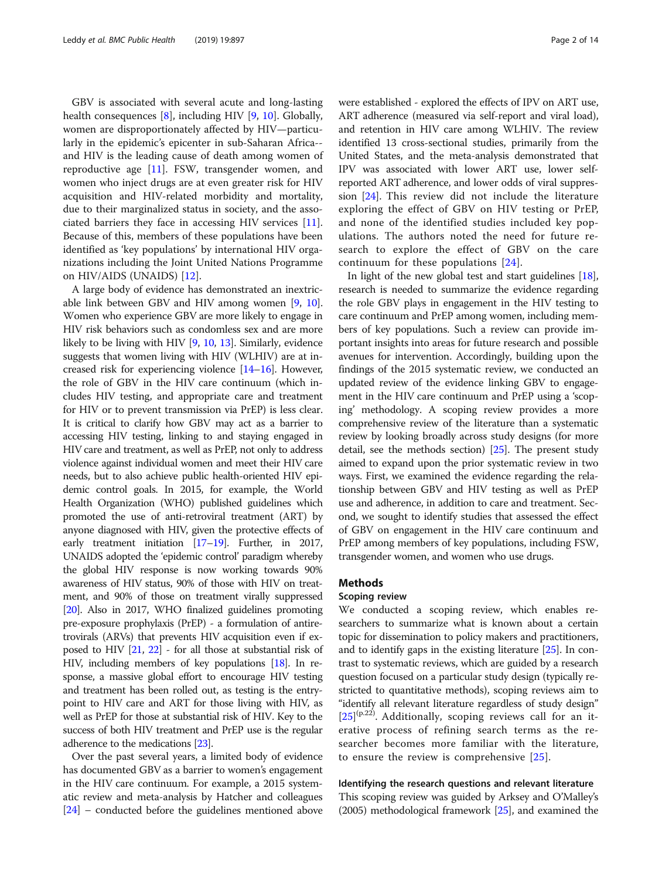GBV is associated with several acute and long-lasting health consequences [8], including HIV [9, 10]. Globally, women are disproportionately affected by HIV—particularly in the epidemic's epicenter in sub-Saharan Africa--and HIV is the leading cause of death among women of reproductive age [11]. FSW, transgender women, and women who inject drugs are at even greater risk for HIV acquisition and HIV-related morbidity and mortality, due to their marginalized status in society, and the associated barriers they face in accessing HIV services [11]. Because of this, members of these populations have been identified as 'key populations' by international HIV organizations including the Joint United Nations Programme on HIV/AIDS (UNAIDS) [12].

A large body of evidence has demonstrated an inextricable link between GBV and HIV among women [9, 10]. Women who experience GBV are more likely to engage in HIV risk behaviors such as condomless sex and are more likely to be living with HIV [9, 10, 13]. Similarly, evidence suggests that women living with HIV (WLHIV) are at increased risk for experiencing violence [14–16]. However, the role of GBV in the HIV care continuum (which includes HIV testing, and appropriate care and treatment for HIV or to prevent transmission via PrEP) is less clear. It is critical to clarify how GBV may act as a barrier to accessing HIV testing, linking to and staying engaged in HIV care and treatment, as well as PrEP, not only to address violence against individual women and meet their HIV care needs, but to also achieve public health-oriented HIV epidemic control goals. In 2015, for example, the World Health Organization (WHO) published guidelines which promoted the use of anti-retroviral treatment (ART) by anyone diagnosed with HIV, given the protective effects of early treatment initiation [17–19]. Further, in 2017, UNAIDS adopted the 'epidemic control' paradigm whereby the global HIV response is now working towards 90% awareness of HIV status, 90% of those with HIV on treatment, and 90% of those on treatment virally suppressed [20]. Also in 2017, WHO finalized guidelines promoting pre-exposure prophylaxis (PrEP) - a formulation of antiretrovirals (ARVs) that prevents HIV acquisition even if exposed to HIV [21, 22] - for all those at substantial risk of HIV, including members of key populations [18]. In response, a massive global effort to encourage HIV testing and treatment has been rolled out, as testing is the entry-point to HIV care and ART for those living with HIV, as well as PrEP for those at substantial risk of HIV. Key to the success of both HIV treatment and PrEP use is the regular adherence to the medications [23].

Over the past several years, a limited body of evidence has documented GBV as a barrier to women's engagement in the HIV care continuum. For example, a 2015 systematic review and meta-analysis by Hatcher and colleagues [24] – conducted before the guidelines mentioned above were established - explored the effects of IPV on ART use, ART adherence (measured via self-report and viral load), and retention in HIV care among WLHIV. The review identified 13 cross-sectional studies, primarily from the United States, and the meta-analysis demonstrated that IPV was associated with lower ART use, lower self-reported ART adherence, and lower odds of viral suppression [24]. This review did not include the literature exploring the effect of GBV on HIV testing or PrEP, and none of the identified studies included key populations. The authors noted the need for future research to explore the effect of GBV on the care continuum for these populations [24].

In light of the new global test and start guidelines [18], research is needed to summarize the evidence regarding the role GBV plays in engagement in the HIV testing to care continuum and PrEP among women, including members of key populations. Such a review can provide important insights into areas for future research and possible avenues for intervention. Accordingly, building upon the findings of the 2015 systematic review, we conducted an updated review of the evidence linking GBV to engagement in the HIV care continuum and PrEP using a 'scoping' methodology. A scoping review provides a more comprehensive review of the literature than a systematic review by looking broadly across study designs (for more detail, see the methods section) [25]. The present study aimed to expand upon the prior systematic review in two ways. First, we examined the evidence regarding the relationship between GBV and HIV testing as well as PrEP use and adherence, in addition to care and treatment. Second, we sought to identify studies that assessed the effect of GBV on engagement in the HIV care continuum and PrEP among members of key populations, including FSW, transgender women, and women who use drugs.

## Methods

### Scoping review

We conducted a scoping review, which enables researchers to summarize what is known about a certain topic for dissemination to policy makers and practitioners, and to identify gaps in the existing literature [25]. In contrast to systematic reviews, which are guided by a research question focused on a particular study design (typically restricted to quantitative methods), scoping reviews aim to "identify all relevant literature regardless of study design" [25](p.22). Additionally, scoping reviews call for an iterative process of refining search terms as the researcher becomes more familiar with the literature, to ensure the review is comprehensive [25].

### Identifying the research questions and relevant literature

This scoping review was guided by Arksey and O'Malley's (2005) methodological framework [25], and examined the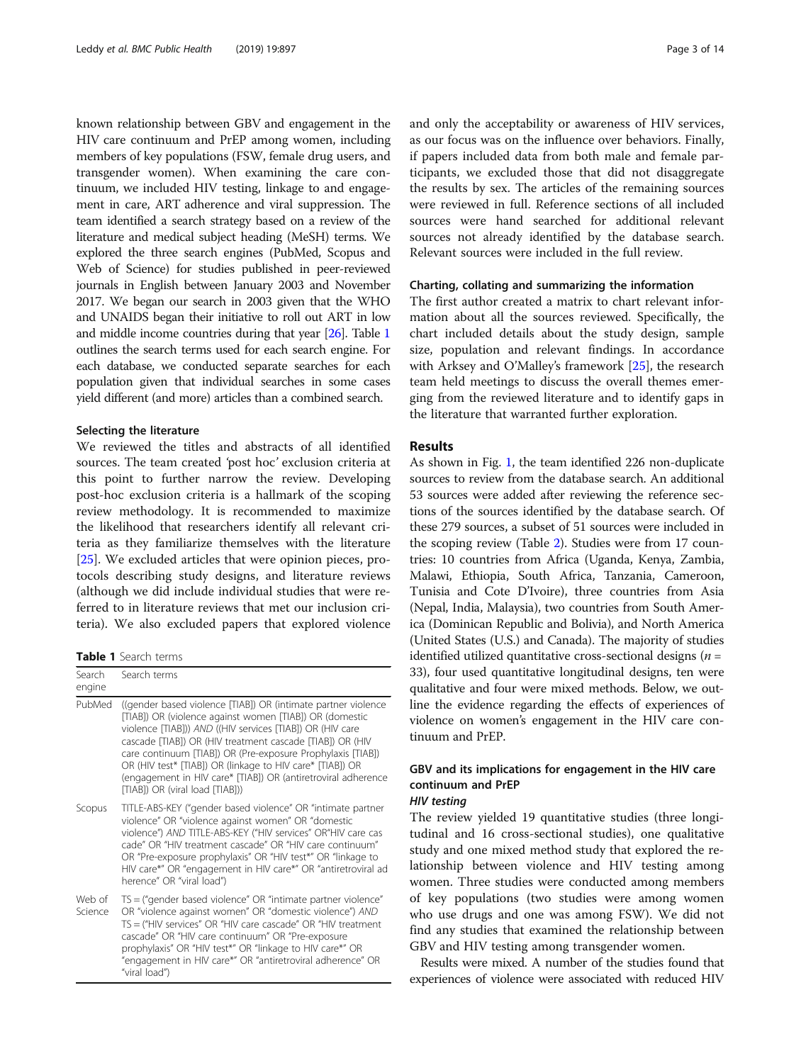known relationship between GBV and engagement in the HIV care continuum and PrEP among women, including members of key populations (FSW, female drug users, and transgender women). When examining the care continuum, we included HIV testing, linkage to and engagement in care, ART adherence and viral suppression. The team identified a search strategy based on a review of the literature and medical subject heading (MeSH) terms. We explored the three search engines (PubMed, Scopus and Web of Science) for studies published in peer-reviewed journals in English between January 2003 and November 2017. We began our search in 2003 given that the WHO and UNAIDS began their initiative to roll out ART in low and middle income countries during that year [26]. Table 1 outlines the search terms used for each search engine. For each database, we conducted separate searches for each population given that individual searches in some cases yield different (and more) articles than a combined search.

#### Selecting the literature

We reviewed the titles and abstracts of all identified sources. The team created 'post hoc' exclusion criteria at this point to further narrow the review. Developing post-hoc exclusion criteria is a hallmark of the scoping review methodology. It is recommended to maximize the likelihood that researchers identify all relevant criteria as they familiarize themselves with the literature [25]. We excluded articles that were opinion pieces, protocols describing study designs, and literature reviews (although we did include individual studies that were referred to in literature reviews that met our inclusion criteria). We also excluded papers that explored violence and only the acceptability or awareness of HIV services, as our focus was on the influence over behaviors. Finally, if papers included data from both male and female participants, we excluded those that did not disaggregate the results by sex. The articles of the remaining sources were reviewed in full. Reference sections of all included sources were hand searched for additional relevant sources not already identified by the database search. Relevant sources were included in the full review.

**Table 1** Search terms

| Search engine | Search terms |
|---|---|
| PubMed | ((gender based violence [TIAB]) OR (intimate partner violence [TIAB]) OR (violence against women [TIAB]) OR (domestic violence [TIAB])) *AND* ((HIV services [TIAB]) OR (HIV care cascade [TIAB]) OR (HIV treatment cascade [TIAB]) OR (HIV care continuum [TIAB]) OR (Pre-exposure Prophylaxis [TIAB]) OR (HIV test* [TIAB]) OR (linkage to HIV care* [TIAB]) OR (engagement in HIV care* [TIAB]) OR (antiretroviral adherence [TIAB]) OR (viral load [TIAB])) |
| Scopus | TITLE-ABS-KEY ("gender based violence" OR "intimate partner violence" OR "violence against women" OR "domestic violence") *AND* TITLE-ABS-KEY ("HIV services" OR"HIV care cascade" OR "HIV treatment cascade" OR "HIV care continuum" OR "Pre-exposure prophylaxis" OR "HIV test*" OR "linkage to HIV care*" OR "engagement in HIV care*" OR "antiretroviral adherence" OR "viral load") |
| Web of Science | TS = ("gender based violence" OR "intimate partner violence" OR "violence against women" OR "domestic violence") *AND* TS = ("HIV services" OR "HIV care cascade" OR "HIV treatment cascade" OR "HIV care continuum" OR "Pre-exposure prophylaxis" OR "HIV test*" OR "linkage to HIV care*" OR "engagement in HIV care*" OR "antiretroviral adherence" OR "viral load") |

#### Charting, collating and summarizing the information

The first author created a matrix to chart relevant information about all the sources reviewed. Specifically, the chart included details about the study design, sample size, population and relevant findings. In accordance with Arksey and O'Malley's framework [25], the research team held meetings to discuss the overall themes emerging from the reviewed literature and to identify gaps in the literature that warranted further exploration.

## Results

As shown in Fig. 1, the team identified 226 non-duplicate sources to review from the database search. An additional 53 sources were added after reviewing the reference sections of the sources identified by the database search. Of these 279 sources, a subset of 51 sources were included in the scoping review (Table 2). Studies were from 17 countries: 10 countries from Africa (Uganda, Kenya, Zambia, Malawi, Ethiopia, South Africa, Tanzania, Cameroon, Tunisia and Cote D'Ivoire), three countries from Asia (Nepal, India, Malaysia), two countries from South America (Dominican Republic and Bolivia), and North America (United States (U.S.) and Canada). The majority of studies identified utilized quantitative cross-sectional designs ($n = 33$), four used quantitative longitudinal designs, ten were qualitative and four were mixed methods. Below, we outline the evidence regarding the effects of experiences of violence on women's engagement in the HIV care continuum and PrEP.

### GBV and its implications for engagement in the HIV care continuum and PrEP

#### *HIV testing*

The review yielded 19 quantitative studies (three longitudinal and 16 cross-sectional studies), one qualitative study and one mixed method study that explored the relationship between violence and HIV testing among women. Three studies were conducted among members of key populations (two studies were among women who use drugs and one was among FSW). We did not find any studies that examined the relationship between GBV and HIV testing among transgender women.

Results were mixed. A number of the studies found that experiences of violence were associated with reduced HIV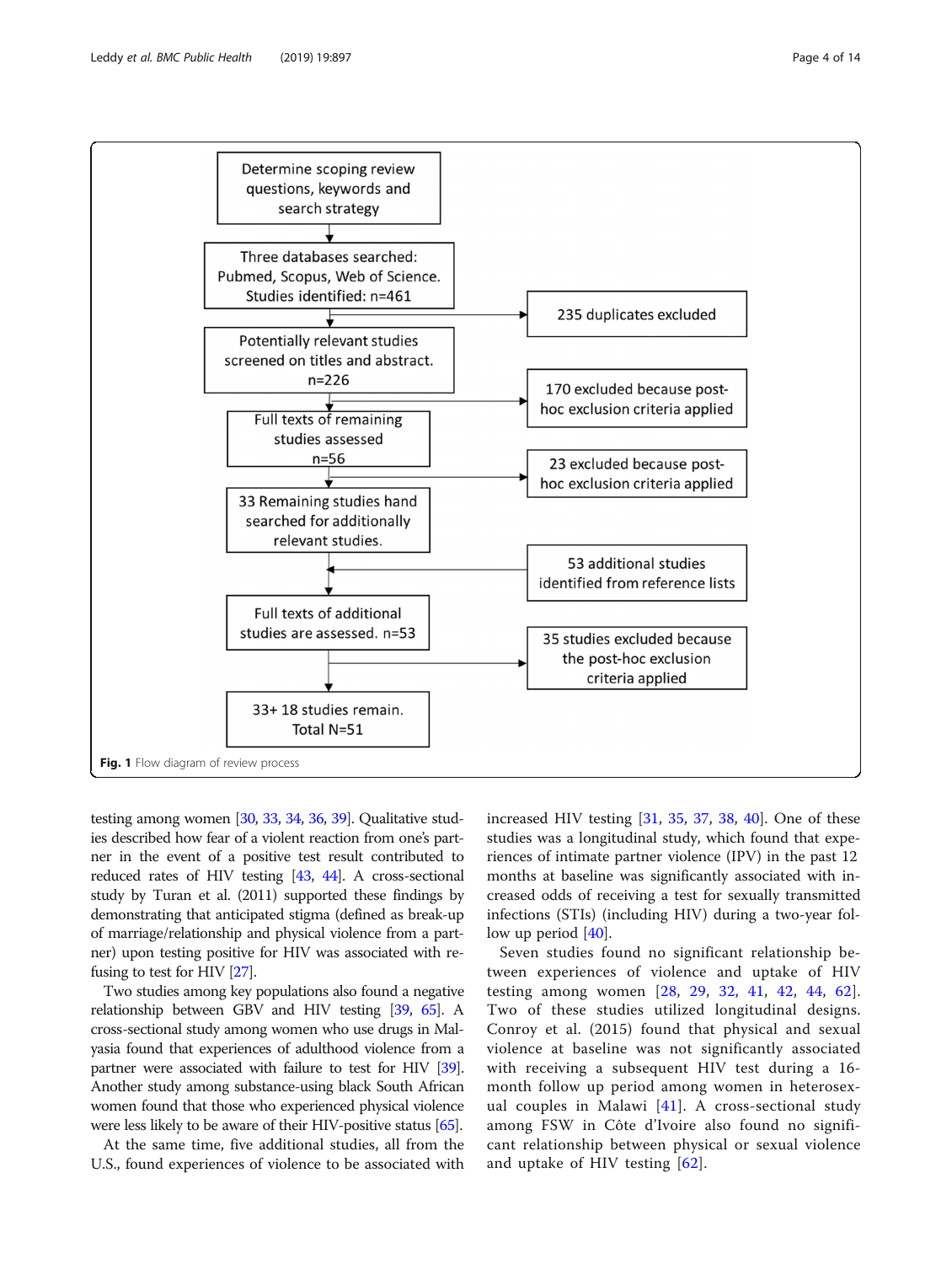Determine scoping review questions, keywords and search strategy

Three databases searched: Pubmed, Scopus, Web of Science. Studies identified: n=461

235 duplicates excluded

Potentially relevant studies screened on titles and abstract. n=226

170 excluded because post-hoc exclusion criteria applied

Full texts of remaining studies assessed n=56

23 excluded because post-hoc exclusion criteria applied

33 Remaining studies hand searched for additionally relevant studies.

53 additional studies identified from reference lists

Full texts of additional studies are assessed. n=53

35 studies excluded because the post-hoc exclusion criteria applied

33+ 18 studies remain. Total N=51

**Fig. 1** Flow diagram of review process

testing among women [30, 33, 34, 36, 39]. Qualitative studies described how fear of a violent reaction from one's partner in the event of a positive test result contributed to reduced rates of HIV testing [43, 44]. A cross-sectional study by Turan et al. (2011) supported these findings by demonstrating that anticipated stigma (defined as break-up of marriage/relationship and physical violence from a partner) upon testing positive for HIV was associated with refusing to test for HIV [27].

Two studies among key populations also found a negative relationship between GBV and HIV testing [39, 65]. A cross-sectional study among women who use drugs in Malyasia found that experiences of adulthood violence from a partner were associated with failure to test for HIV [39]. Another study among substance-using black South African women found that those who experienced physical violence were less likely to be aware of their HIV-positive status [65].

At the same time, five additional studies, all from the U.S., found experiences of violence to be associated with increased HIV testing [31, 35, 37, 38, 40]. One of these studies was a longitudinal study, which found that experiences of intimate partner violence (IPV) in the past 12 months at baseline was significantly associated with increased odds of receiving a test for sexually transmitted infections (STIs) (including HIV) during a two-year follow up period [40].

Seven studies found no significant relationship between experiences of violence and uptake of HIV testing among women [28, 29, 32, 41, 42, 44, 62]. Two of these studies utilized longitudinal designs. Conroy et al. (2015) found that physical and sexual violence at baseline was not significantly associated with receiving a subsequent HIV test during a 16-month follow up period among women in heterosexual couples in Malawi [41]. A cross-sectional study among FSW in Côte d'Ivoire also found no significant relationship between physical or sexual violence and uptake of HIV testing [62].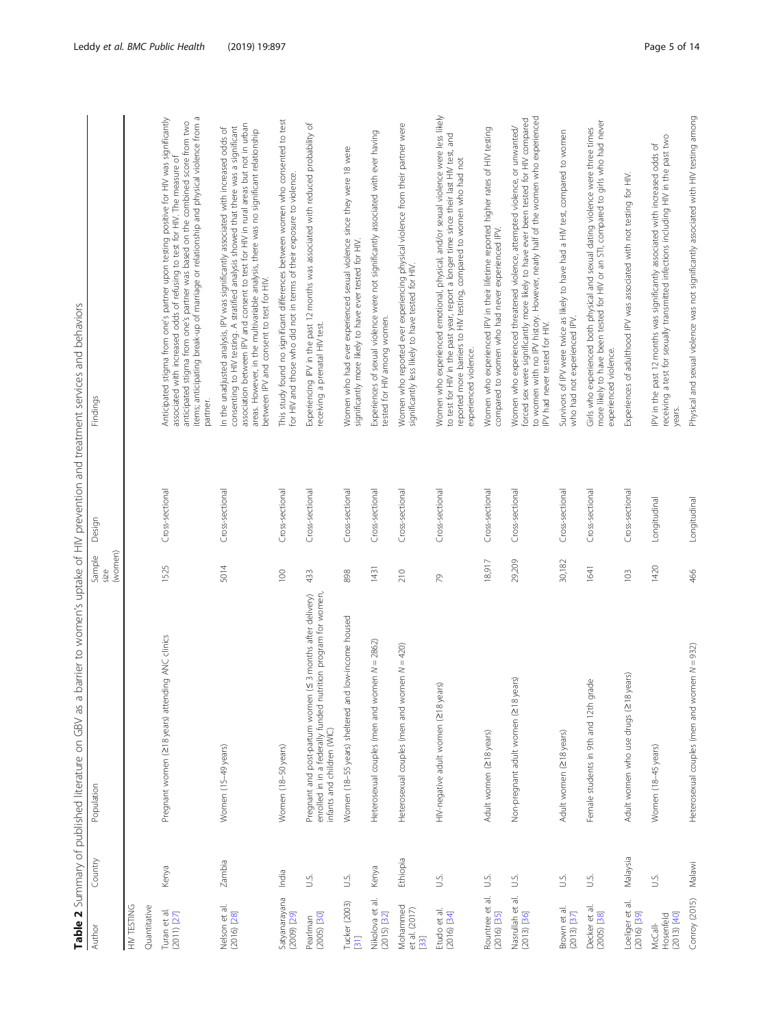**Table 2** Summary of published literature on GBV as a barrier to women's uptake of HIV prevention and treatment services and behaviors

| Author | Country | Population | Sample size (women) | Design | Findings |
|---|---|---|---|---|---|
| HIV TESTING | | | | | |
| Quantitative | | | | | |
| Turan et al. (2011) [27] | Kenya | Pregnant women (≥18 years) attending ANC clinics | 1525 | Cross-sectional | Anticipated stigma from one's partner upon testing positive for HIV was significantly associated with increased odds of refusing to test for HIV. The measure of anticipated stigma from one's partner was based on the combined score from two items; anticipating break-up of marriage or relationship and physical violence from a partner. |
| Nelson et al. (2016) [28] | Zambia | Women (15–49 years) | 5014 | Cross-sectional | In the unadjusted analysis, IPV was significantly associated with increased odds of consenting to HIV testing. A stratified analysis showed that there was a significant association between IPV and consent to test for HIV in rural areas but not in urban areas. However, in the multivariable analysis, there was no significant relationship between IPV and consent to test for HIV. |
| Satyanarayana (2009) [29] | India | Women (18–50 years) | 100 | Cross-sectional | This study found no significant differences between women who consented to test for HIV and those who did not in terms of their exposure to violence. |
| Pearlman (2005) [30] | U.S. | Pregnant and post-partum women (≤ 3 months after delivery) enrolled in in a federally funded nutrition program for women, infants and children (WIC) | 433 | Cross-sectional | Experiencing IPV in the past 12 months was associated with reduced probability of receiving a prenatal HIV test. |
| Tucker (2003) [31] | U.S. | Women (18–55 years) sheltered and low-income housed | 898 | Cross-sectional | Women who had ever experienced sexual violence since they were 18 were significantly more likely to have ever tested for HIV. |
| Nikolova et al. (2015) [32] | Kenya | Heterosexual couples (men and women *N* = 2862) | 1431 | Cross-sectional | Experiences of sexual violence were not significantly associated with ever having tested for HIV among women. |
| Mohammed et al. (2017) [33] | Ethiopia | Heterosexual couples (men and women *N* = 420) | 210 | Cross-sectional | Women who reported ever experiencing physical violence from their partner were significantly less likely to have tested for HIV. |
| Etudo et al. (2016) [34] | U.S. | HIV-negative adult women (≥18 years) | 79 | Cross-sectional | Women who experienced emotional, physical, and/or sexual violence were less likely to test for HIV in the past year, report a longer time since their last HIV test, and reported more barriers to HIV testing, compared to women who had not experienced violence. |
| Rountree et al. (2016) [35] | U.S. | Adult women (≥18 years) | 18,917 | Cross-sectional | Women who experienced IPV in their lifetime reported higher rates of HIV testing compared to women who had never experienced IPV. |
| Nasrullah et al. (2013) [36] | U.S. | Non-pregnant adult women (≥18 years) | 29,209 | Cross-sectional | Women who experienced threatened violence, attempted violence, or unwanted/forced sex were significantly more likely to have ever been tested for HIV compared to women with no IPV history. However, nearly half of the women who experienced IPV had never tested for HIV. |
| Brown et al. (2013) [37] | U.S. | Adult women (≥18 years) | 30,182 | Cross-sectional | Survivors of IPV were twice as likely to have had a HIV test, compared to women who had not experienced IPV. |
| Decker et al. (2005) [38] | U.S. | Female students in 9th and 12th grade | 1641 | Cross-sectional | Girls who experienced both physical and sexual dating violence were three times more likely to have been tested for HIV or an STI, compared to girls who had never experienced violence. |
| Loeliger et al. (2016) [39] | Malaysia | Adult women who use drugs (≥18 years) | 103 | Cross-sectional | Experiences of adulthood IPV was associated with not testing for HIV. |
| McCall-Hosenfeld (2013) [40] | U.S. | Women (18–45 years) | 1420 | Longitudinal | IPV in the past 12 months was significantly associated with increased odds of receiving a test for sexually transmitted infections including HIV in the past two years. |
| Conroy (2015) | Malawi | Heterosexual couples (men and women *N* = 932) | 466 | Longitudinal | Physical and sexual violence was not significantly associated with HIV testing among |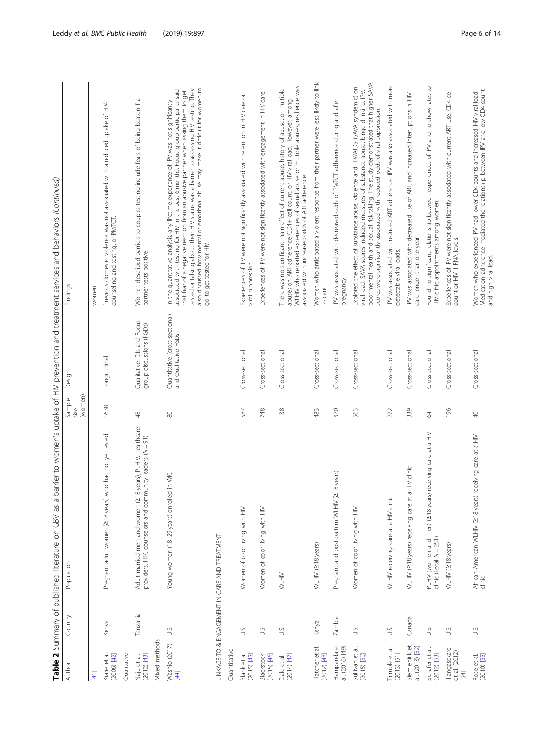**Table 2** Summary of published literature on GBV as a barrier to women's uptake of HIV prevention and treatment services and behaviors *(Continued)*

| Author | Country | Population | Sample size (women) | Design | Findings |
|---|---|---|---|---|---|
| [41] | | | | | women. |
| Kiarie et al. (2006) [42] | Kenya | Pregnant adult women (≥18 years) who had not yet tested | 1638 | Longitudinal | Previous domestic violence was not associated with a reduced uptake of HIV-1 counseling and testing, or PMTCT. |
| Qualitative | | | | | |
| Naju et al. (2012) [43] | Tanzania | Adult married men and women (≥18 years), PLHIV, healthcare providers, HTC counselors and community leaders (N = 91) | 48 | Qualitative IDIs and Focus group discussions (FGDs) | Women described barriers to couples testing include fears of being beaten if a partner tests positive. |
| Mixed methods | | | | | |
| Washio (2017) [44] | U.S. | Young women (18–29 years) enrolled in WIC | 80 | Quantitative (cross-sectional) and Qualitative FGDs | In the quantitative analysis, any lifetime experience of IPV was not significantly associated with testing for HIV in the past 6 months. Focus group participants said that fear of a negative reaction from an abusive partner when asking them to get tested or talking about their HIV status was a barrier to accessing HIV testing. They also discussed how mental or emotional abuse may make it difficult for women to go to get tested for HIV. |
| LINKAGE TO & ENGAGEMENT IN CARE AND TREATMENT | | | | | |
| Quantitative | | | | | |
| Blank et al. (2015) [45] | U.S. | Women of color living with HIV | 587 | Cross-sectional | Experiences of IPV were not significantly associated with retention in HIV care or viral suppression. |
| Blackstock (2015) [46] | U.S. | Women of color living with HIV | 748 | Cross-sectional | Experiences of IPV were not significantly associated with engagement in HIV care. |
| Dale et al. (2014) [47] | U.S. | WLHIV | 138 | Cross-sectional | There was no significant main effect of current abuse, history of abuse, or multiple abuses on ART adherence, CD4+ cell count, or HIV viral load. However, among WLHIV who reported experiences of sexual abuse or multiple abuses, resilience was associated with increased odds of ART adherence. |
| Hatcher et al. (2012) [48] | Kenya | WLHIV (≥18 years) | 483 | Cross-sectional | Women who anticipated a violent response from their partner were less likely to link to care. |
| Hampanda et al. (2016) [49] | Zambia | Pregnant and post-partum WLHIV (≥18 years) | 320 | Cross-sectional | IPV was associated with decreased odds of PMTCT adherence during and after pregnancy. |
| Sullivan et al. (2015) [50] | U.S. | Women of color living with HIV | 563 | Cross-sectional | Explored the effect of substance abuse, violence and HIV/AIDS (SAVA syndemic) on viral load. SAVA scores included measures of substance abuse, binge drinking, IPV, poor mental health and sexual risk taking. The study demonstrated that higher SAVA scores were significantly associated with reduced odds of viral suppression. |
| Trimble et al. (2013) [51] | U.S. | WLHIV receiving care at a HIV clinic | 272 | Cross-sectional | IPV was associated with reduced ART adherence. IPV was also associated with more detectable viral loads. |
| Siemieniuk et al. (2013) [52] | Canada | WLHIV (≥18 years) receiving care at a HIV clinic | 339 | Cross-sectional | IPV was associated with decreased use of ART, and increased interruptions in HIV care longer than one year. |
| Schafer et al. (2012) [53] | U.S. | PLHIV (women and men) (≥18 years) receiving care at a HIV clinic (Total N = 251) | 64 | Cross-sectional | Found no significant relationship between experiences of IPV and no show rates to HIV clinic appointments among women. |
| Illangasekare et al. (2012) [54] | U.S. | WLHIV (≥18 years) | 196 | Cross-sectional | Experiences of IPV were not significantly associated with current ART use, CD4 cell count or HIV-1 RNA levels. |
| Rose et al. (2010) [55] | U.S. | African American WLHIV (≥18 years) receiving care at a HIV clinic | 40 | Cross-sectional | Women who experienced IPV had lower CD4 counts and increased HIV viral load. Medication adherence mediated the relationship between IPV and low CD4 count and high viral load. |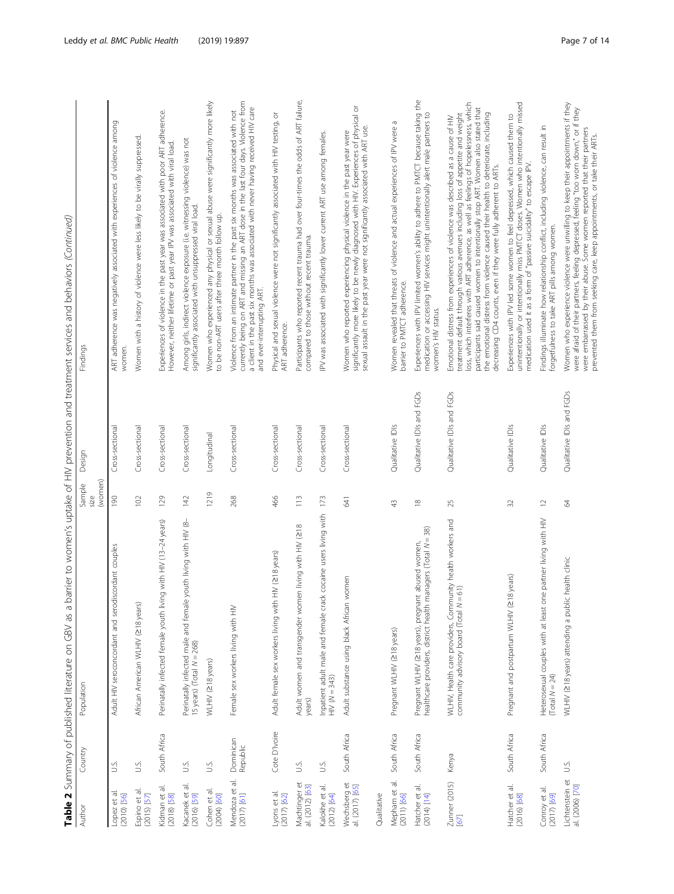**Table 2** Summary of published literature on GBV as a barrier to women's uptake of HIV prevention and treatment services and behaviors *(Continued)*

| Author | Country | Population | Sample size (women) | Design | Findings |
|---|---|---|---|---|---|
| Lopez et al. (2010) [56] | U.S. | Adult HIV seroconcordant and serodiscordant couples | 190 | Cross-sectional | ART adherence was negatively associated with experiences of violence among women. |
| Espino et al. (2015) [57] | U.S. | African American WLHIV (≥18 years) | 102 | Cross-sectional | Women with a history of violence were less likely to be virally suppressed. |
| Kidman et al. (2018) [58] | South Africa | Perinatally infected female youth living with HIV (13–24 years) | 129 | Cross-sectional | Experiences of violence in the past year was associated with poor ART adherence. However, neither lifetime or past year IPV was associated with viral load. |
| Kacanek et al. (2016) [59] | U.S. | Perinatally infected male and female youth living with HIV (8–15 years) (Total N = 268) | 142 | Cross-sectional | Among girls, indirect violence exposure (i.e. witnessing violence) was not significantly associated with unsuppressed viral load. |
| Cohen et al. (2004) [60] | U.S. | WLHIV (≥18 years) | 1219 | Longitudinal | Women who experienced any physical or sexual abuse were significantly more likely to be non-ART users after three month follow up. |
| Mendoza et al. (2017) [61] | Dominican Republic | Female sex workers living with HIV | 268 | Cross-sectional | Violence from an intimate partner in the past six months was associated with not currently being on ART and missing an ART dose in the last four days. Violence from a client in the past six months was associated with never having received HIV care and ever-interrupting ART. |
| Lyons et al. (2017) [62] | Cote D'Ivoire | Adult female sex workers living with HIV (≥18 years) | 466 | Cross-sectional | Physical and sexual violence were not significantly associated with HIV testing, or ART adherence. |
| Machtinger et al. (2012) [63] | U.S. | Adult women and transgender women living with HIV (≥18 years) | 113 | Cross-sectional | Participants who reported recent trauma had over four-times the odds of ART failure, compared to those without recent trauma. |
| Kalokhe et al. (2012) [64] | U.S. | Inpatient adult male and female crack cocaine users living with HIV (N = 343) | 173 | Cross-sectional | IPV was associated with significantly lower current ART use among females. |
| Wechsberg et al. (2017) [65] | South Africa | Adult substance using black African women | 641 | Cross-sectional | Women who reported experiencing physical violence in the past year were significantly more likely to be newly diagnosed with HIV. Experiences of physical or sexual assault in the past year were not significantly associated with ART use. |
| *Qualitative* | | | | | |
| Mepham et al. (2011) [66] | South Africa | Pregnant WLHIV (≥18 years) | 43 | Qualitative IDIs | Women revealed that threats of violence and actual experiences of IPV were a barrier to PMTCT adherence. |
| Hatcher et al. (2014) [14] | South Africa | Pregnant WLHIV (≥18 years), pregnant abused women, healthcare providers, district health managers (Total N = 38) | 18 | Qualitative IDIs and FGDs | Experiences with IPV limited women's ability to adhere to PMTCT because taking the medication or accessing HIV services might unintentionally alert male partners to women's HIV status. |
| Zunner (2015) [67] | Kenya | WLHIV, Health care providers, Community health workers and community advisory board (Total N = 61) | 25 | Qualitative IDIs and FGDs | Emotional distress from experiences of violence was described as a cause of HIV treatment default through various avenues including loss of appetite and weight loss, which interferes with ART adherence, as well as feelings of hopelessness, which participants said caused women to intentionally stop ART. Women also stated that the emotional distress from violence caused their health to deteriorate, including decreasing CD4 counts, even if they were fully adherent to ARTs. |
| Hatcher et al. (2016) [68] | South Africa | Pregnant and postpartum WLHIV (≥18 years) | 32 | Qualitative IDIs | Experiences with IPV led some women to feel depressed, which caused them to unintentionally or intentionally miss PMTCT doses. Women who intentionally missed medication used it as a form of "passive suicidality" to escape IPV. |
| Conroy et al. (2017) [69] | South Africa | Heterosexual couples with at least one partner living with HIV (Total N = 24) | 12 | Qualitative IDIs | Findings illuminate how relationship conflict, including violence, can result in forgetfulness to take ART pills among women. |
| Lichtenstein et al. (2006) [70] | U.S. | WLHIV (≥18 years) attending a public health clinic | 64 | Qualitative IDIs and FGDs | Women who experience violence were unwilling to keep their appointments if they were afraid of their partners, feeling depressed, feeling "too worn down," or if they were embarrassed by their abuse. Some women reported that their partners prevented them from seeking care, keep appointments, or take their ARTs. |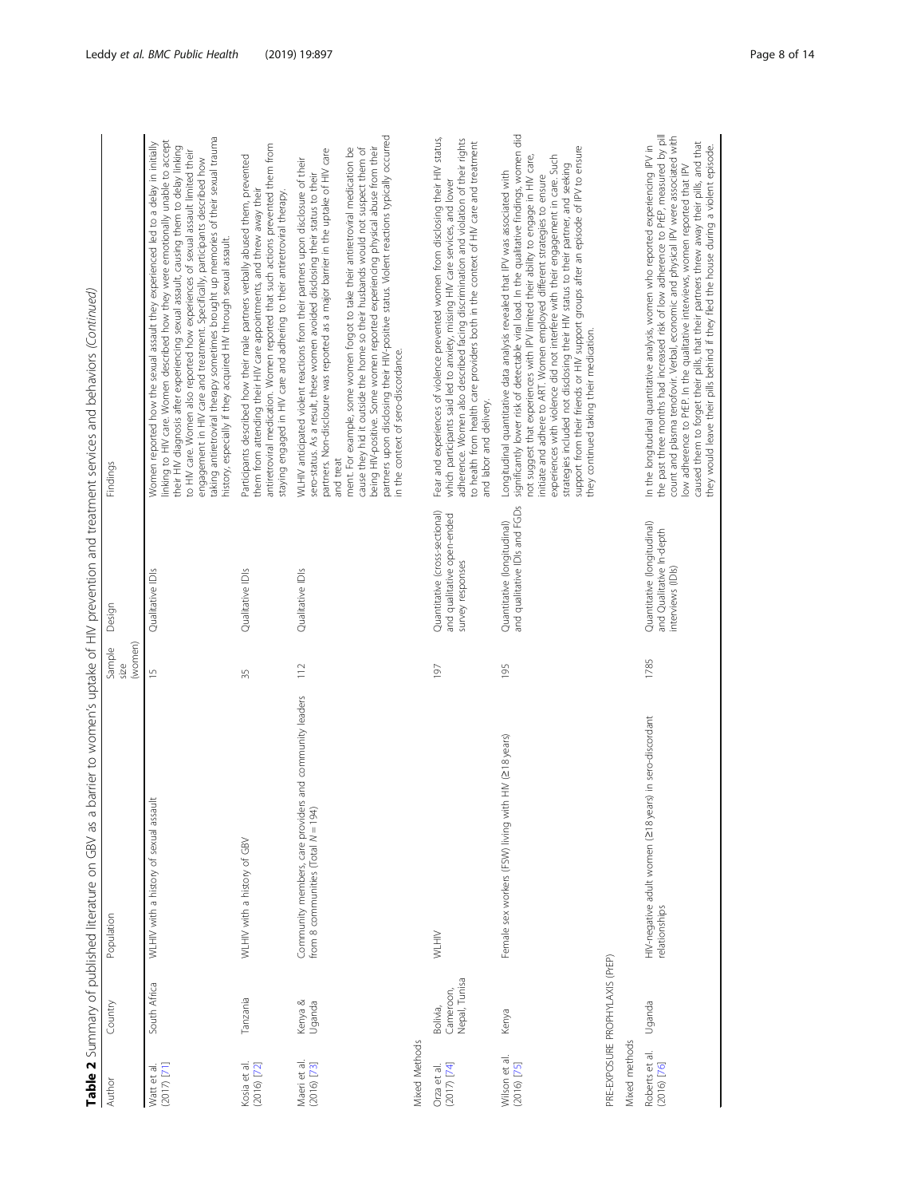**Table 2** Summary of published literature on GBV as a barrier to women's uptake of HIV prevention and treatment services and behaviors *(Continued)*

| Author | Country | Population | Sample size (women) | Design | Findings |
|---|---|---|---|---|---|
| Watt et al. (2017) [71] | South Africa | WLHIV with a history of sexual assault | 15 | Qualitative IDIs | Women reported how the sexual assault they experienced led to a delay in initially linking to HIV care. Women described how they were emotionally unable to accept their HIV diagnosis after experiencing sexual assault, causing them to delay linking to HIV care. Women also reported how experiences of sexual assault limited their engagement in HIV care and treatment. Specifically, participants described how taking antiretroviral therapy sometimes brought up memories of their sexual trauma history, especially if they acquired HIV through sexual assault. |
| Kosia et al. (2016) [72] | Tanzania | WLHIV with a history of GBV | 35 | Qualitative IDIs | Participants described how their male partners verbally abused them, prevented them from attending their HIV care appointments, and threw away their antiretroviral medication. Women reported that such actions prevented them from staying engaged in HIV care and adhering to their antiretroviral therapy. |
| Maeri et al. (2016) [73] | Kenya & Uganda | Community members, care providers and community leaders from 8 communities (Total N = 194) | 112 | Qualitative IDIs | WLHIV anticipated violent reactions from their partners upon disclosure of their sero-status. As a result, these women avoided disclosing their status to their partners. Non-disclosure was reported as a major barrier in the uptake of HIV care and treatment. For example, some women forgot to take their antiretroviral medication because they hid it outside the home so their husbands would not suspect them of being HIV-positive. Some women reported experiencing physical abuse from their partners upon disclosing their HIV-positive status. Violent reactions typically occurred in the context of sero-discordance. |
| Mixed Methods | | | | | |
| Orza et al. (2017) [74] | Bolivia, Cameroon, Nepal, Tunisa | WLHIV | 197 | Quantitative (cross-sectional) and qualitative open-ended survey responses | Fear and experiences of violence prevented women from disclosing their HIV status, which participants said led to anxiety, missing HIV care services, and lower adherence. Women also described facing discrimination and violation of their rights to health from health care providers both in the context of HIV care and treatment and labor and delivery. |
| Wilson et al. (2016) [75] | Kenya | Female sex workers (FSW) living with HIV (≥18 years) | 195 | Quantitative (longitudinal) and qualitative IDIs and FGDs | Longitudinal quantitative data analysis revealed that IPV was associated with significantly lower risk of detectable viral load. In the qualitative findings, women did not suggest that experiences with IPV limited their ability to engage in HIV care, initiate and adhere to ART. Women employed different strategies to ensure experiences with violence did not interfere with their engagement in care. Such strategies included not disclosing their HIV status to their partner, and seeking support from their friends or HIV support groups after an episode of IPV to ensure they continued taking their medication. |
| PRE-EXPOSURE PROPHYLAXIS (PrEP) | | | | | |
| Mixed methods | | | | | |
| Roberts et al. (2016) [76] | Uganda | HIV-negative adult women (≥18 years) in sero-discordant relationships | 1785 | Quantitative (longitudinal) and Qualitative In-depth interviews (IDIs) | In the longitudinal quantitative analysis, women who reported experiencing IPV in the past three months had increased risk of low adherence to PrEP, measured by pill count and plasma tenofovir. Verbal, economic and physical IPV were associated with low adherence to PrEP. In the qualitative interviews, women reported that IPV caused them to forget their pills, that their partners threw away their pills, and that they would leave their pills behind if they fled the house during a violent episode. |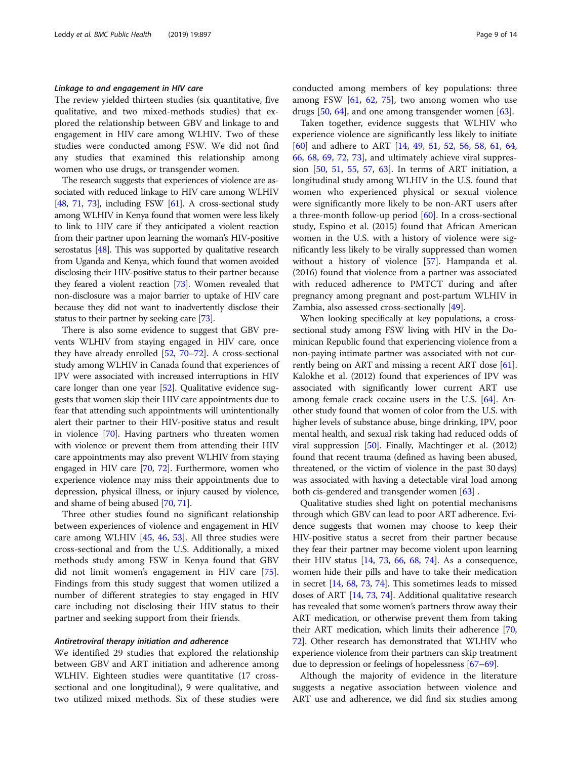#### *Linkage to and engagement in HIV care*

The review yielded thirteen studies (six quantitative, five qualitative, and two mixed-methods studies) that explored the relationship between GBV and linkage to and engagement in HIV care among WLHIV. Two of these studies were conducted among FSW. We did not find any studies that examined this relationship among women who use drugs, or transgender women.

The research suggests that experiences of violence are associated with reduced linkage to HIV care among WLHIV [48, 71, 73], including FSW [61]. A cross-sectional study among WLHIV in Kenya found that women were less likely to link to HIV care if they anticipated a violent reaction from their partner upon learning the woman's HIV-positive serostatus [48]. This was supported by qualitative research from Uganda and Kenya, which found that women avoided disclosing their HIV-positive status to their partner because they feared a violent reaction [73]. Women revealed that non-disclosure was a major barrier to uptake of HIV care because they did not want to inadvertently disclose their status to their partner by seeking care [73].

There is also some evidence to suggest that GBV prevents WLHIV from staying engaged in HIV care, once they have already enrolled [52, 70–72]. A cross-sectional study among WLHIV in Canada found that experiences of IPV were associated with increased interruptions in HIV care longer than one year [52]. Qualitative evidence suggests that women skip their HIV care appointments due to fear that attending such appointments will unintentionally alert their partner to their HIV-positive status and result in violence [70]. Having partners who threaten women with violence or prevent them from attending their HIV care appointments may also prevent WLHIV from staying engaged in HIV care [70, 72]. Furthermore, women who experience violence may miss their appointments due to depression, physical illness, or injury caused by violence, and shame of being abused [70, 71].

Three other studies found no significant relationship between experiences of violence and engagement in HIV care among WLHIV [45, 46, 53]. All three studies were cross-sectional and from the U.S. Additionally, a mixed methods study among FSW in Kenya found that GBV did not limit women's engagement in HIV care [75]. Findings from this study suggest that women utilized a number of different strategies to stay engaged in HIV care including not disclosing their HIV status to their partner and seeking support from their friends.

#### *Antiretroviral therapy initiation and adherence*

We identified 29 studies that explored the relationship between GBV and ART initiation and adherence among WLHIV. Eighteen studies were quantitative (17 cross-sectional and one longitudinal), 9 were qualitative, and two utilized mixed methods. Six of these studies were conducted among members of key populations: three among FSW [61, 62, 75], two among women who use drugs [50, 64], and one among transgender women [63].

Taken together, evidence suggests that WLHIV who experience violence are significantly less likely to initiate [60] and adhere to ART [14, 49, 51, 52, 56, 58, 61, 64, 66, 68, 69, 72, 73], and ultimately achieve viral suppression [50, 51, 55, 57, 63]. In terms of ART initiation, a longitudinal study among WLHIV in the U.S. found that women who experienced physical or sexual violence were significantly more likely to be non-ART users after a three-month follow-up period [60]. In a cross-sectional study, Espino et al. (2015) found that African American women in the U.S. with a history of violence were significantly less likely to be virally suppressed than women without a history of violence [57]. Hampanda et al. (2016) found that violence from a partner was associated with reduced adherence to PMTCT during and after pregnancy among pregnant and post-partum WLHIV in Zambia, also assessed cross-sectionally [49].

When looking specifically at key populations, a cross-sectional study among FSW living with HIV in the Dominican Republic found that experiencing violence from a non-paying intimate partner was associated with not currently being on ART and missing a recent ART dose [61]. Kalokhe et al. (2012) found that experiences of IPV was associated with significantly lower current ART use among female crack cocaine users in the U.S. [64]. Another study found that women of color from the U.S. with higher levels of substance abuse, binge drinking, IPV, poor mental health, and sexual risk taking had reduced odds of viral suppression [50]. Finally, Machtinger et al. (2012) found that recent trauma (defined as having been abused, threatened, or the victim of violence in the past 30 days) was associated with having a detectable viral load among both cis-gendered and transgender women [63] .

Qualitative studies shed light on potential mechanisms through which GBV can lead to poor ART adherence. Evidence suggests that women may choose to keep their HIV-positive status a secret from their partner because they fear their partner may become violent upon learning their HIV status [14, 73, 66, 68, 74]. As a consequence, women hide their pills and have to take their medication in secret [14, 68, 73, 74]. This sometimes leads to missed doses of ART [14, 73, 74]. Additional qualitative research has revealed that some women's partners throw away their ART medication, or otherwise prevent them from taking their ART medication, which limits their adherence [70, 72]. Other research has demonstrated that WLHIV who experience violence from their partners can skip treatment due to depression or feelings of hopelessness [67–69].

Although the majority of evidence in the literature suggests a negative association between violence and ART use and adherence, we did find six studies among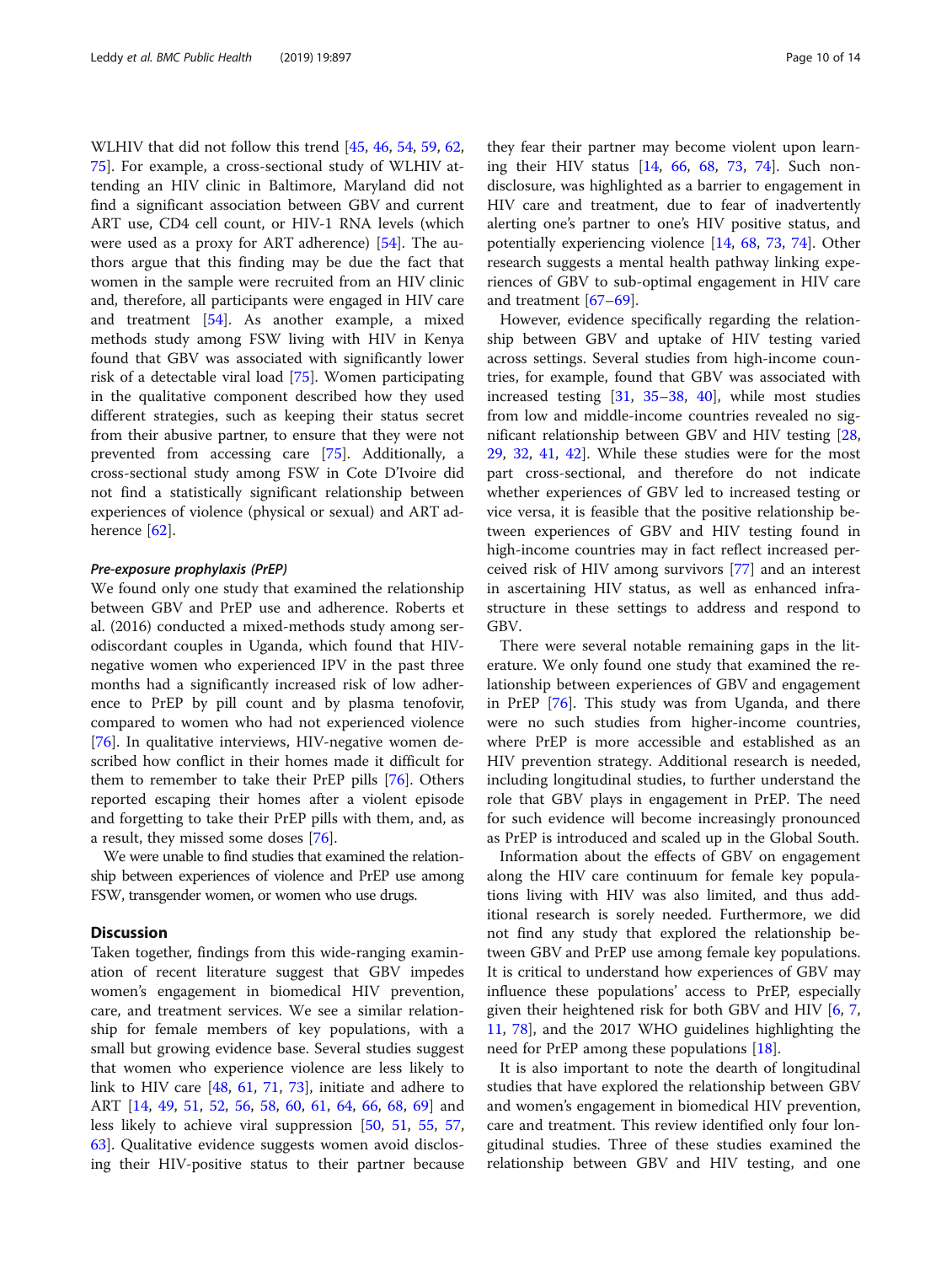WLHIV that did not follow this trend [45, 46, 54, 59, 62, 75]. For example, a cross-sectional study of WLHIV attending an HIV clinic in Baltimore, Maryland did not find a significant association between GBV and current ART use, CD4 cell count, or HIV-1 RNA levels (which were used as a proxy for ART adherence) [54]. The authors argue that this finding may be due the fact that women in the sample were recruited from an HIV clinic and, therefore, all participants were engaged in HIV care and treatment [54]. As another example, a mixed methods study among FSW living with HIV in Kenya found that GBV was associated with significantly lower risk of a detectable viral load [75]. Women participating in the qualitative component described how they used different strategies, such as keeping their status secret from their abusive partner, to ensure that they were not prevented from accessing care [75]. Additionally, a cross-sectional study among FSW in Cote D'Ivoire did not find a statistically significant relationship between experiences of violence (physical or sexual) and ART adherence [62].

#### *Pre-exposure prophylaxis (PrEP)*

We found only one study that examined the relationship between GBV and PrEP use and adherence. Roberts et al. (2016) conducted a mixed-methods study among serodiscordant couples in Uganda, which found that HIV-negative women who experienced IPV in the past three months had a significantly increased risk of low adherence to PrEP by pill count and by plasma tenofovir, compared to women who had not experienced violence [76]. In qualitative interviews, HIV-negative women described how conflict in their homes made it difficult for them to remember to take their PrEP pills [76]. Others reported escaping their homes after a violent episode and forgetting to take their PrEP pills with them, and, as a result, they missed some doses [76].

We were unable to find studies that examined the relationship between experiences of violence and PrEP use among FSW, transgender women, or women who use drugs.

## Discussion

Taken together, findings from this wide-ranging examination of recent literature suggest that GBV impedes women's engagement in biomedical HIV prevention, care, and treatment services. We see a similar relationship for female members of key populations, with a small but growing evidence base. Several studies suggest that women who experience violence are less likely to link to HIV care [48, 61, 71, 73], initiate and adhere to ART [14, 49, 51, 52, 56, 58, 60, 61, 64, 66, 68, 69] and less likely to achieve viral suppression [50, 51, 55, 57, 63]. Qualitative evidence suggests women avoid disclosing their HIV-positive status to their partner because they fear their partner may become violent upon learning their HIV status [14, 66, 68, 73, 74]. Such non-disclosure, was highlighted as a barrier to engagement in HIV care and treatment, due to fear of inadvertently alerting one's partner to one's HIV positive status, and potentially experiencing violence [14, 68, 73, 74]. Other research suggests a mental health pathway linking experiences of GBV to sub-optimal engagement in HIV care and treatment [67–69].

However, evidence specifically regarding the relationship between GBV and uptake of HIV testing varied across settings. Several studies from high-income countries, for example, found that GBV was associated with increased testing [31, 35–38, 40], while most studies from low and middle-income countries revealed no significant relationship between GBV and HIV testing [28, 29, 32, 41, 42]. While these studies were for the most part cross-sectional, and therefore do not indicate whether experiences of GBV led to increased testing or vice versa, it is feasible that the positive relationship between experiences of GBV and HIV testing found in high-income countries may in fact reflect increased perceived risk of HIV among survivors [77] and an interest in ascertaining HIV status, as well as enhanced infrastructure in these settings to address and respond to GBV.

There were several notable remaining gaps in the literature. We only found one study that examined the relationship between experiences of GBV and engagement in PrEP [76]. This study was from Uganda, and there were no such studies from higher-income countries, where PrEP is more accessible and established as an HIV prevention strategy. Additional research is needed, including longitudinal studies, to further understand the role that GBV plays in engagement in PrEP. The need for such evidence will become increasingly pronounced as PrEP is introduced and scaled up in the Global South.

Information about the effects of GBV on engagement along the HIV care continuum for female key populations living with HIV was also limited, and thus additional research is sorely needed. Furthermore, we did not find any study that explored the relationship between GBV and PrEP use among female key populations. It is critical to understand how experiences of GBV may influence these populations' access to PrEP, especially given their heightened risk for both GBV and HIV [6, 7, 11, 78], and the 2017 WHO guidelines highlighting the need for PrEP among these populations [18].

It is also important to note the dearth of longitudinal studies that have explored the relationship between GBV and women's engagement in biomedical HIV prevention, care and treatment. This review identified only four longitudinal studies. Three of these studies examined the relationship between GBV and HIV testing, and one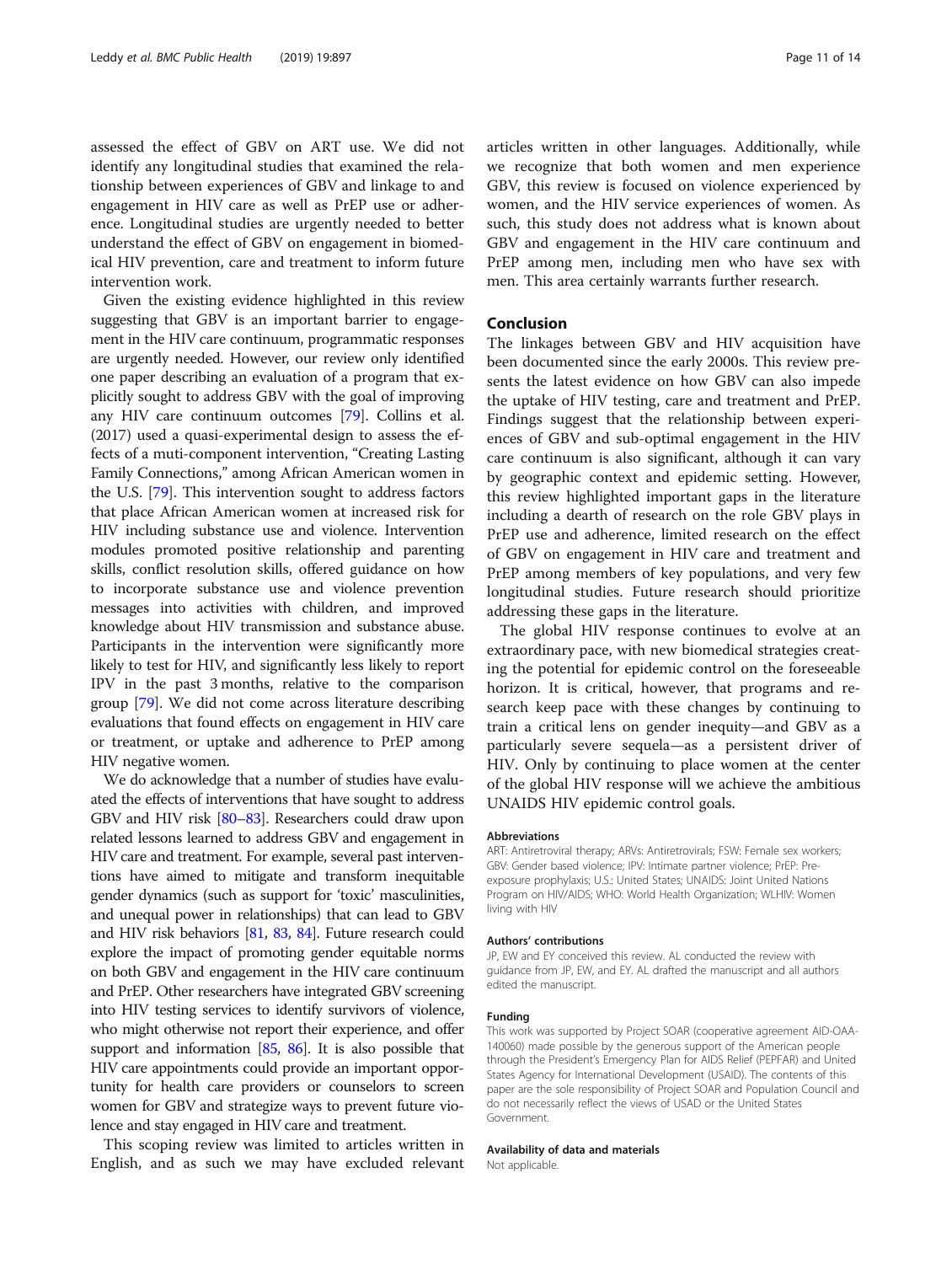assessed the effect of GBV on ART use. We did not identify any longitudinal studies that examined the relationship between experiences of GBV and linkage to and engagement in HIV care as well as PrEP use or adherence. Longitudinal studies are urgently needed to better understand the effect of GBV on engagement in biomedical HIV prevention, care and treatment to inform future intervention work.

Given the existing evidence highlighted in this review suggesting that GBV is an important barrier to engagement in the HIV care continuum, programmatic responses are urgently needed. However, our review only identified one paper describing an evaluation of a program that explicitly sought to address GBV with the goal of improving any HIV care continuum outcomes [79]. Collins et al. (2017) used a quasi-experimental design to assess the effects of a muti-component intervention, "Creating Lasting Family Connections," among African American women in the U.S. [79]. This intervention sought to address factors that place African American women at increased risk for HIV including substance use and violence. Intervention modules promoted positive relationship and parenting skills, conflict resolution skills, offered guidance on how to incorporate substance use and violence prevention messages into activities with children, and improved knowledge about HIV transmission and substance abuse. Participants in the intervention were significantly more likely to test for HIV, and significantly less likely to report IPV in the past 3 months, relative to the comparison group [79]. We did not come across literature describing evaluations that found effects on engagement in HIV care or treatment, or uptake and adherence to PrEP among HIV negative women.

We do acknowledge that a number of studies have evaluated the effects of interventions that have sought to address GBV and HIV risk [80–83]. Researchers could draw upon related lessons learned to address GBV and engagement in HIV care and treatment. For example, several past interventions have aimed to mitigate and transform inequitable gender dynamics (such as support for 'toxic' masculinities, and unequal power in relationships) that can lead to GBV and HIV risk behaviors [81, 83, 84]. Future research could explore the impact of promoting gender equitable norms on both GBV and engagement in the HIV care continuum and PrEP. Other researchers have integrated GBV screening into HIV testing services to identify survivors of violence, who might otherwise not report their experience, and offer support and information [85, 86]. It is also possible that HIV care appointments could provide an important opportunity for health care providers or counselors to screen women for GBV and strategize ways to prevent future violence and stay engaged in HIV care and treatment.

This scoping review was limited to articles written in English, and as such we may have excluded relevant articles written in other languages. Additionally, while we recognize that both women and men experience GBV, this review is focused on violence experienced by women, and the HIV service experiences of women. As such, this study does not address what is known about GBV and engagement in the HIV care continuum and PrEP among men, including men who have sex with men. This area certainly warrants further research.

## Conclusion

The linkages between GBV and HIV acquisition have been documented since the early 2000s. This review presents the latest evidence on how GBV can also impede the uptake of HIV testing, care and treatment and PrEP. Findings suggest that the relationship between experiences of GBV and sub-optimal engagement in the HIV care continuum is also significant, although it can vary by geographic context and epidemic setting. However, this review highlighted important gaps in the literature including a dearth of research on the role GBV plays in PrEP use and adherence, limited research on the effect of GBV on engagement in HIV care and treatment and PrEP among members of key populations, and very few longitudinal studies. Future research should prioritize addressing these gaps in the literature.

The global HIV response continues to evolve at an extraordinary pace, with new biomedical strategies creating the potential for epidemic control on the foreseeable horizon. It is critical, however, that programs and research keep pace with these changes by continuing to train a critical lens on gender inequity—and GBV as a particularly severe sequela—as a persistent driver of HIV. Only by continuing to place women at the center of the global HIV response will we achieve the ambitious UNAIDS HIV epidemic control goals.

#### Abbreviations

ART: Antiretroviral therapy; ARVs: Antiretrovirals; FSW: Female sex workers; GBV: Gender based violence; IPV: Intimate partner violence; PrEP: Pre-exposure prophylaxis; U.S.: United States; UNAIDS: Joint United Nations Program on HIV/AIDS; WHO: World Health Organization; WLHIV: Women living with HIV

#### Authors' contributions

JP, EW and EY conceived this review. AL conducted the review with guidance from JP, EW, and EY. AL drafted the manuscript and all authors edited the manuscript.

#### Funding

This work was supported by Project SOAR (cooperative agreement AID-OAA-140060) made possible by the generous support of the American people through the President's Emergency Plan for AIDS Relief (PEPFAR) and United States Agency for International Development (USAID). The contents of this paper are the sole responsibility of Project SOAR and Population Council and do not necessarily reflect the views of USAD or the United States Government.

#### Availability of data and materials

Not applicable.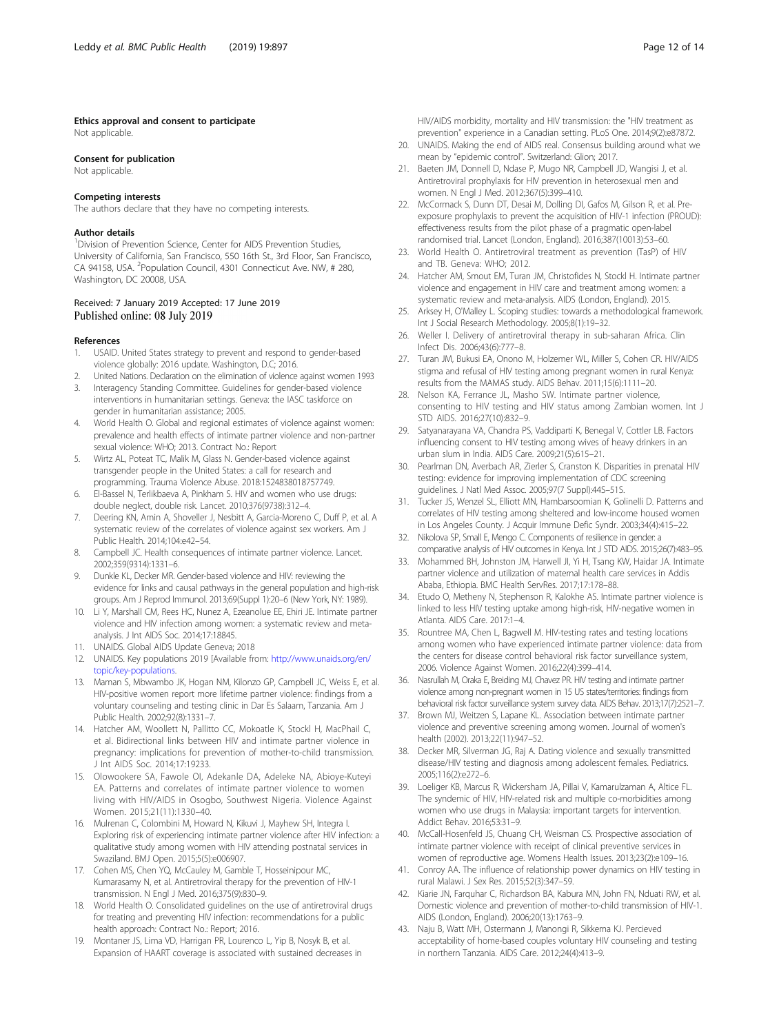#### Ethics approval and consent to participate

Not applicable.

#### Consent for publication

Not applicable.

#### Competing interests

The authors declare that they have no competing interests.

#### Author details

[1]Division of Prevention Science, Center for AIDS Prevention Studies, University of California, San Francisco, 550 16th St., 3rd Floor, San Francisco, CA 94158, USA. [2]Population Council, 4301 Connecticut Ave. NW, # 280, Washington, DC 20008, USA.

Received: 7 January 2019 Accepted: 17 June 2019
Published online: 08 July 2019

#### References

1. USAID. United States strategy to prevent and respond to gender-based violence globally: 2016 update. Washington, D.C; 2016.
2. United Nations. Declaration on the elimination of violence against women 1993
3. Interagency Standing Committee. Guidelines for gender-based violence interventions in humanitarian settings. Geneva: the IASC taskforce on gender in humanitarian assistance; 2005.
4. World Health O. Global and regional estimates of violence against women: prevalence and health effects of intimate partner violence and non-partner sexual violence: WHO; 2013. Contract No.: Report
5. Wirtz AL, Poteat TC, Malik M, Glass N. Gender-based violence against transgender people in the United States: a call for research and programming. Trauma Violence Abuse. 2018:1524838018757749.
6. El-Bassel N, Terlikbaeva A, Pinkham S. HIV and women who use drugs: double neglect, double risk. Lancet. 2010;376(9738):312–4.
7. Deering KN, Amin A, Shoveller J, Nesbitt A, Garcia-Moreno C, Duff P, et al. A systematic review of the correlates of violence against sex workers. Am J Public Health. 2014;104:e42–54.
8. Campbell JC. Health consequences of intimate partner violence. Lancet. 2002;359(9314):1331–6.
9. Dunkle KL, Decker MR. Gender-based violence and HIV: reviewing the evidence for links and causal pathways in the general population and high-risk groups. Am J Reprod Immunol. 2013;69(Suppl 1):20–6 (New York, NY: 1989).
10. Li Y, Marshall CM, Rees HC, Nunez A, Ezeanolue EE, Ehiri JE. Intimate partner violence and HIV infection among women: a systematic review and meta-analysis. J Int AIDS Soc. 2014;17:18845.
11. UNAIDS. Global AIDS Update Geneva; 2018
12. UNAIDS. Key populations 2019 [Available from: http://www.unaids.org/en/topic/key-populations.
13. Maman S, Mbwambo JK, Hogan NM, Kilonzo GP, Campbell JC, Weiss E, et al. HIV-positive women report more lifetime partner violence: findings from a voluntary counseling and testing clinic in Dar Es Salaam, Tanzania. Am J Public Health. 2002;92(8):1331–7.
14. Hatcher AM, Woollett N, Pallitto CC, Mokoatle K, Stockl H, MacPhail C, et al. Bidirectional links between HIV and intimate partner violence in pregnancy: implications for prevention of mother-to-child transmission. J Int AIDS Soc. 2014;17:19233.
15. Olowookere SA, Fawole OI, Adekanle DA, Adeleke NA, Abioye-Kuteyi EA. Patterns and correlates of intimate partner violence to women living with HIV/AIDS in Osogbo, Southwest Nigeria. Violence Against Women. 2015;21(11):1330–40.
16. Mulrenan C, Colombini M, Howard N, Kikuvi J, Mayhew SH, Integra I. Exploring risk of experiencing intimate partner violence after HIV infection: a qualitative study among women with HIV attending postnatal services in Swaziland. BMJ Open. 2015;5(5):e006907.
17. Cohen MS, Chen YQ, McCauley M, Gamble T, Hosseinipour MC, Kumarasamy N, et al. Antiretroviral therapy for the prevention of HIV-1 transmission. N Engl J Med. 2016;375(9):830–9.
18. World Health O. Consolidated guidelines on the use of antiretroviral drugs for treating and preventing HIV infection: recommendations for a public health approach: Contract No.: Report; 2016.
19. Montaner JS, Lima VD, Harrigan PR, Lourenco L, Yip B, Nosyk B, et al. Expansion of HAART coverage is associated with sustained decreases in HIV/AIDS morbidity, mortality and HIV transmission: the "HIV treatment as prevention" experience in a Canadian setting. PLoS One. 2014;9(2):e87872.
20. UNAIDS. Making the end of AIDS real. Consensus building around what we mean by "epidemic control". Switzerland: Glion; 2017.
21. Baeten JM, Donnell D, Ndase P, Mugo NR, Campbell JD, Wangisi J, et al. Antiretroviral prophylaxis for HIV prevention in heterosexual men and women. N Engl J Med. 2012;367(5):399–410.
22. McCormack S, Dunn DT, Desai M, Dolling DI, Gafos M, Gilson R, et al. Pre-exposure prophylaxis to prevent the acquisition of HIV-1 infection (PROUD): effectiveness results from the pilot phase of a pragmatic open-label randomised trial. Lancet (London, England). 2016;387(10013):53–60.
23. World Health O. Antiretroviral treatment as prevention (TasP) of HIV and TB. Geneva: WHO; 2012.
24. Hatcher AM, Smout EM, Turan JM, Christofides N, Stockl H. Intimate partner violence and engagement in HIV care and treatment among women: a systematic review and meta-analysis. AIDS (London, England). 2015.
25. Arksey H, O'Malley L. Scoping studies: towards a methodological framework. Int J Social Research Methodology. 2005;8(1):19–32.
26. Weller I. Delivery of antiretroviral therapy in sub-saharan Africa. Clin Infect Dis. 2006;43(6):777–8.
27. Turan JM, Bukusi EA, Onono M, Holzemer WL, Miller S, Cohen CR. HIV/AIDS stigma and refusal of HIV testing among pregnant women in rural Kenya: results from the MAMAS study. AIDS Behav. 2011;15(6):1111–20.
28. Nelson KA, Ferrance JL, Masho SW. Intimate partner violence, consenting to HIV testing and HIV status among Zambian women. Int J STD AIDS. 2016;27(10):832–9.
29. Satyanarayana VA, Chandra PS, Vaddiparti K, Benegal V, Cottler LB. Factors influencing consent to HIV testing among wives of heavy drinkers in an urban slum in India. AIDS Care. 2009;21(5):615–21.
30. Pearlman DN, Averbach AR, Zierler S, Cranston K. Disparities in prenatal HIV testing: evidence for improving implementation of CDC screening guidelines. J Natl Med Assoc. 2005;97(7 Suppl):44S–51S.
31. Tucker JS, Wenzel SL, Elliott MN, Hambarsoomian K, Golinelli D. Patterns and correlates of HIV testing among sheltered and low-income housed women in Los Angeles County. J Acquir Immune Defic Syndr. 2003;34(4):415–22.
32. Nikolova SP, Small E, Mengo C. Components of resilience in gender: a comparative analysis of HIV outcomes in Kenya. Int J STD AIDS. 2015;26(7):483–95.
33. Mohammed BH, Johnston JM, Harwell JI, Yi H, Tsang KW, Haidar JA. Intimate partner violence and utilization of maternal health care services in Addis Ababa, Ethiopia. BMC Health ServRes. 2017;17:178–88.
34. Etudo O, Metheny N, Stephenson R, Kalokhe AS. Intimate partner violence is linked to less HIV testing uptake among high-risk, HIV-negative women in Atlanta. AIDS Care. 2017:1–4.
35. Rountree MA, Chen L, Bagwell M. HIV-testing rates and testing locations among women who have experienced intimate partner violence: data from the centers for disease control behavioral risk factor surveillance system, 2006. Violence Against Women. 2016;22(4):399–414.
36. Nasrullah M, Oraka E, Breiding MJ, Chavez PR. HIV testing and intimate partner violence among non-pregnant women in 15 US states/territories: findings from behavioral risk factor surveillance system survey data. AIDS Behav. 2013;17(7):2521–7.
37. Brown MJ, Weitzen S, Lapane KL. Association between intimate partner violence and preventive screening among women. Journal of women's health (2002). 2013;22(11):947–52.
38. Decker MR, Silverman JG, Raj A. Dating violence and sexually transmitted disease/HIV testing and diagnosis among adolescent females. Pediatrics. 2005;116(2):e272–6.
39. Loeliger KB, Marcus R, Wickersham JA, Pillai V, Kamarulzaman A, Altice FL. The syndemic of HIV, HIV-related risk and multiple co-morbidities among women who use drugs in Malaysia: important targets for intervention. Addict Behav. 2016;53:31–9.
40. McCall-Hosenfeld JS, Chuang CH, Weisman CS. Prospective association of intimate partner violence with receipt of clinical preventive services in women of reproductive age. Womens Health Issues. 2013;23(2):e109–16.
41. Conroy AA. The influence of relationship power dynamics on HIV testing in rural Malawi. J Sex Res. 2015;52(3):347–59.
42. Kiarie JN, Farquhar C, Richardson BA, Kabura MN, John FN, Nduati RW, et al. Domestic violence and prevention of mother-to-child transmission of HIV-1. AIDS (London, England). 2006;20(13):1763–9.
43. Naju B, Watt MH, Ostermann J, Manongi R, Sikkema KJ. Percieved acceptability of home-based couples voluntary HIV counseling and testing in northern Tanzania. AIDS Care. 2012;24(4):413–9.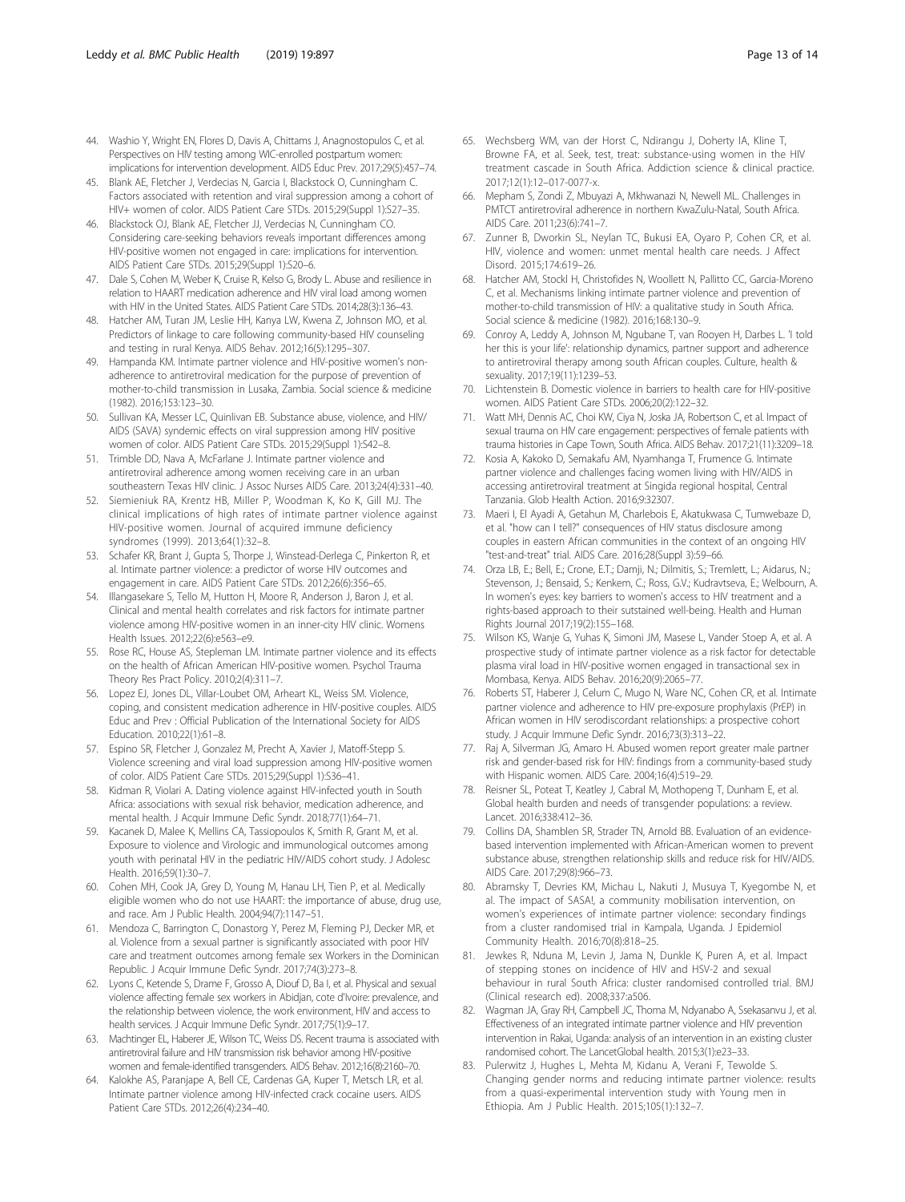44. Washio Y, Wright EN, Flores D, Davis A, Chittams J, Anagnostopulos C, et al. Perspectives on HIV testing among WIC-enrolled postpartum women: implications for intervention development. AIDS Educ Prev. 2017;29(5):457–74.
45. Blank AE, Fletcher J, Verdecias N, Garcia I, Blackstock O, Cunningham C. Factors associated with retention and viral suppression among a cohort of HIV+ women of color. AIDS Patient Care STDs. 2015;29(Suppl 1):S27–35.
46. Blackstock OJ, Blank AE, Fletcher JJ, Verdecias N, Cunningham CO. Considering care-seeking behaviors reveals important differences among HIV-positive women not engaged in care: implications for intervention. AIDS Patient Care STDs. 2015;29(Suppl 1):S20–6.
47. Dale S, Cohen M, Weber K, Cruise R, Kelso G, Brody L. Abuse and resilience in relation to HAART medication adherence and HIV viral load among women with HIV in the United States. AIDS Patient Care STDs. 2014;28(3):136–43.
48. Hatcher AM, Turan JM, Leslie HH, Kanya LW, Kwena Z, Johnson MO, et al. Predictors of linkage to care following community-based HIV counseling and testing in rural Kenya. AIDS Behav. 2012;16(5):1295–307.
49. Hampanda KM. Intimate partner violence and HIV-positive women's non-adherence to antiretroviral medication for the purpose of prevention of mother-to-child transmission in Lusaka, Zambia. Social science & medicine (1982). 2016;153:123–30.
50. Sullivan KA, Messer LC, Quinlivan EB. Substance abuse, violence, and HIV/AIDS (SAVA) syndemic effects on viral suppression among HIV positive women of color. AIDS Patient Care STDs. 2015;29(Suppl 1):S42–8.
51. Trimble DD, Nava A, McFarlane J. Intimate partner violence and antiretroviral adherence among women receiving care in an urban southeastern Texas HIV clinic. J Assoc Nurses AIDS Care. 2013;24(4):331–40.
52. Siemieniuk RA, Krentz HB, Miller P, Woodman K, Ko K, Gill MJ. The clinical implications of high rates of intimate partner violence against HIV-positive women. Journal of acquired immune deficiency syndromes (1999). 2013;64(1):32–8.
53. Schafer KR, Brant J, Gupta S, Thorpe J, Winstead-Derlega C, Pinkerton R, et al. Intimate partner violence: a predictor of worse HIV outcomes and engagement in care. AIDS Patient Care STDs. 2012;26(6):356–65.
54. Illangasekare S, Tello M, Hutton H, Moore R, Anderson J, Baron J, et al. Clinical and mental health correlates and risk factors for intimate partner violence among HIV-positive women in an inner-city HIV clinic. Womens Health Issues. 2012;22(6):e563–e9.
55. Rose RC, House AS, Stepleman LM. Intimate partner violence and its effects on the health of African American HIV-positive women. Psychol Trauma Theory Res Pract Policy. 2010;2(4):311–7.
56. Lopez EJ, Jones DL, Villar-Loubet OM, Arheart KL, Weiss SM. Violence, coping, and consistent medication adherence in HIV-positive couples. AIDS Educ and Prev : Official Publication of the International Society for AIDS Education. 2010;22(1):61–8.
57. Espino SR, Fletcher J, Gonzalez M, Precht A, Xavier J, Matoff-Stepp S. Violence screening and viral load suppression among HIV-positive women of color. AIDS Patient Care STDs. 2015;29(Suppl 1):S36–41.
58. Kidman R, Violari A. Dating violence against HIV-infected youth in South Africa: associations with sexual risk behavior, medication adherence, and mental health. J Acquir Immune Defic Syndr. 2018;77(1):64–71.
59. Kacanek D, Malee K, Mellins CA, Tassiopoulos K, Smith R, Grant M, et al. Exposure to violence and Virologic and immunological outcomes among youth with perinatal HIV in the pediatric HIV/AIDS cohort study. J Adolesc Health. 2016;59(1):30–7.
60. Cohen MH, Cook JA, Grey D, Young M, Hanau LH, Tien P, et al. Medically eligible women who do not use HAART: the importance of abuse, drug use, and race. Am J Public Health. 2004;94(7):1147–51.
61. Mendoza C, Barrington C, Donastorg Y, Perez M, Fleming PJ, Decker MR, et al. Violence from a sexual partner is significantly associated with poor HIV care and treatment outcomes among female sex Workers in the Dominican Republic. J Acquir Immune Defic Syndr. 2017;74(3):273–8.
62. Lyons C, Ketende S, Drame F, Grosso A, Diouf D, Ba I, et al. Physical and sexual violence affecting female sex workers in Abidjan, cote d'Ivoire: prevalence, and the relationship between violence, the work environment, HIV and access to health services. J Acquir Immune Defic Syndr. 2017;75(1):9–17.
63. Machtinger EL, Haberer JE, Wilson TC, Weiss DS. Recent trauma is associated with antiretroviral failure and HIV transmission risk behavior among HIV-positive women and female-identified transgenders. AIDS Behav. 2012;16(8):2160–70.
64. Kalokhe AS, Paranjape A, Bell CE, Cardenas GA, Kuper T, Metsch LR, et al. Intimate partner violence among HIV-infected crack cocaine users. AIDS Patient Care STDs. 2012;26(4):234–40.
65. Wechsberg WM, van der Horst C, Ndirangu J, Doherty IA, Kline T, Browne FA, et al. Seek, test, treat: substance-using women in the HIV treatment cascade in South Africa. Addiction science & clinical practice. 2017;12(1):12–017-0077-x.
66. Mepham S, Zondi Z, Mbuyazi A, Mkhwanazi N, Newell ML. Challenges in PMTCT antiretroviral adherence in northern KwaZulu-Natal, South Africa. AIDS Care. 2011;23(6):741–7.
67. Zunner B, Dworkin SL, Neylan TC, Bukusi EA, Oyaro P, Cohen CR, et al. HIV, violence and women: unmet mental health care needs. J Affect Disord. 2015;174:619–26.
68. Hatcher AM, Stockl H, Christofides N, Woollett N, Pallitto CC, Garcia-Moreno C, et al. Mechanisms linking intimate partner violence and prevention of mother-to-child transmission of HIV: a qualitative study in South Africa. Social science & medicine (1982). 2016;168:130–9.
69. Conroy A, Leddy A, Johnson M, Ngubane T, van Rooyen H, Darbes L. 'I told her this is your life': relationship dynamics, partner support and adherence to antiretroviral therapy among south African couples. Culture, health & sexuality. 2017;19(11):1239–53.
70. Lichtenstein B. Domestic violence in barriers to health care for HIV-positive women. AIDS Patient Care STDs. 2006;20(2):122–32.
71. Watt MH, Dennis AC, Choi KW, Ciya N, Joska JA, Robertson C, et al. Impact of sexual trauma on HIV care engagement: perspectives of female patients with trauma histories in Cape Town, South Africa. AIDS Behav. 2017;21(11):3209–18.
72. Kosia A, Kakoko D, Semakafu AM, Nyamhanga T, Frumence G. Intimate partner violence and challenges facing women living with HIV/AIDS in accessing antiretroviral treatment at Singida regional hospital, Central Tanzania. Glob Health Action. 2016;9:32307.
73. Maeri I, El Ayadi A, Getahun M, Charlebois E, Akatukwasa C, Tumwebaze D, et al. "how can I tell?" consequences of HIV status disclosure among couples in eastern African communities in the context of an ongoing HIV "test-and-treat" trial. AIDS Care. 2016;28(Suppl 3):59–66.
74. Orza LB, E.; Bell, E.; Crone, E.T.; Damji, N.; Dilmitis, S.; Tremlett, L.; Aidarus, N.; Stevenson, J.; Bensaid, S.; Kenkem, C.; Ross, G.V.; Kudravtseva, E.; Welbourn, A. In women's eyes: key barriers to women's access to HIV treatment and a rights-based approach to their sutstained well-being. Health and Human Rights Journal 2017;19(2):155–168.
75. Wilson KS, Wanje G, Yuhas K, Simoni JM, Masese L, Vander Stoep A, et al. A prospective study of intimate partner violence as a risk factor for detectable plasma viral load in HIV-positive women engaged in transactional sex in Mombasa, Kenya. AIDS Behav. 2016;20(9):2065–77.
76. Roberts ST, Haberer J, Celum C, Mugo N, Ware NC, Cohen CR, et al. Intimate partner violence and adherence to HIV pre-exposure prophylaxis (PrEP) in African women in HIV serodiscordant relationships: a prospective cohort study. J Acquir Immune Defic Syndr. 2016;73(3):313–22.
77. Raj A, Silverman JG, Amaro H. Abused women report greater male partner risk and gender-based risk for HIV: findings from a community-based study with Hispanic women. AIDS Care. 2004;16(4):519–29.
78. Reisner SL, Poteat T, Keatley J, Cabral M, Mothopeng T, Dunham E, et al. Global health burden and needs of transgender populations: a review. Lancet. 2016;338:412–36.
79. Collins DA, Shamblen SR, Strader TN, Arnold BB. Evaluation of an evidence-based intervention implemented with African-American women to prevent substance abuse, strengthen relationship skills and reduce risk for HIV/AIDS. AIDS Care. 2017;29(8):966–73.
80. Abramsky T, Devries KM, Michau L, Nakuti J, Musuya T, Kyegombe N, et al. The impact of SASA!, a community mobilisation intervention, on women's experiences of intimate partner violence: secondary findings from a cluster randomised trial in Kampala, Uganda. J Epidemiol Community Health. 2016;70(8):818–25.
81. Jewkes R, Nduna M, Levin J, Jama N, Dunkle K, Puren A, et al. Impact of stepping stones on incidence of HIV and HSV-2 and sexual behaviour in rural South Africa: cluster randomised controlled trial. BMJ (Clinical research ed). 2008;337:a506.
82. Wagman JA, Gray RH, Campbell JC, Thoma M, Ndyanabo A, Ssekasanvu J, et al. Effectiveness of an integrated intimate partner violence and HIV prevention intervention in Rakai, Uganda: analysis of an intervention in an existing cluster randomised cohort. The LancetGlobal health. 2015;3(1):e23–33.
83. Pulerwitz J, Hughes L, Mehta M, Kidanu A, Verani F, Tewolde S. Changing gender norms and reducing intimate partner violence: results from a quasi-experimental intervention study with Young men in Ethiopia. Am J Public Health. 2015;105(1):132–7.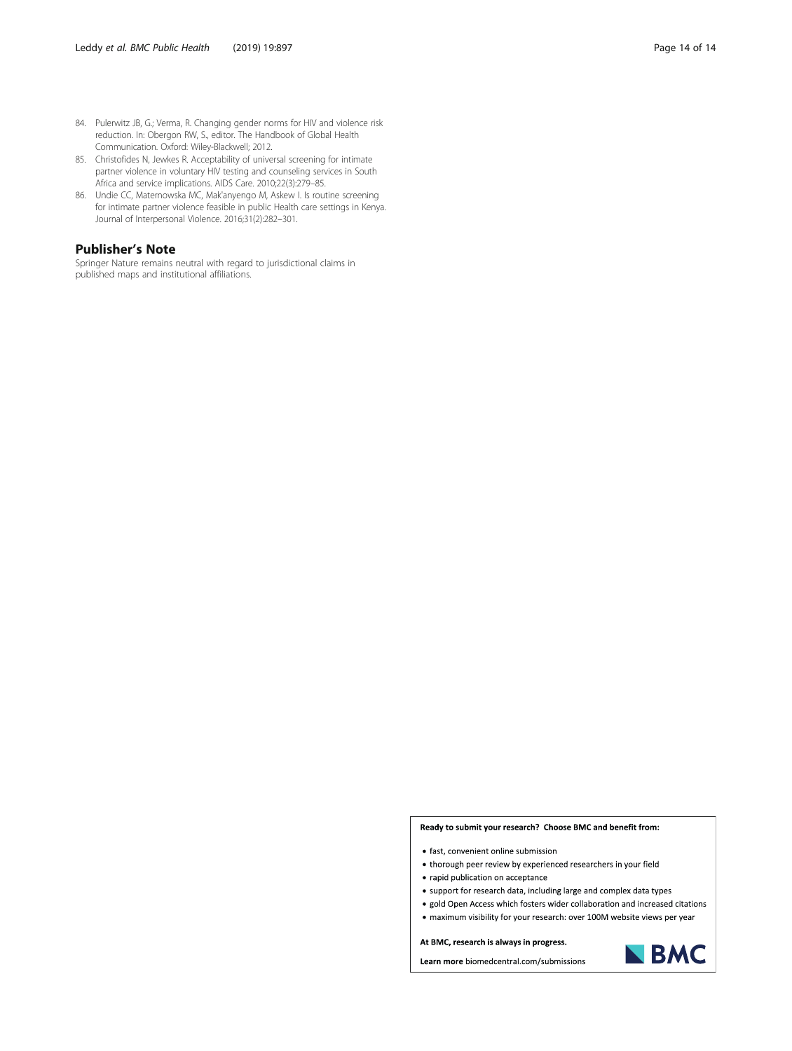84. Pulerwitz JB, G.; Verma, R. Changing gender norms for HIV and violence risk reduction. In: Obergon RW, S., editor. The Handbook of Global Health Communication. Oxford: Wiley-Blackwell; 2012.
85. Christofides N, Jewkes R. Acceptability of universal screening for intimate partner violence in voluntary HIV testing and counseling services in South Africa and service implications. AIDS Care. 2010;22(3):279–85.
86. Undie CC, Maternowska MC, Mak'anyengo M, Askew I. Is routine screening for intimate partner violence feasible in public Health care settings in Kenya. Journal of Interpersonal Violence. 2016;31(2):282–301.

## Publisher's Note

Springer Nature remains neutral with regard to jurisdictional claims in published maps and institutional affiliations.

**Ready to submit your research? Choose BMC and benefit from:**

- fast, convenient online submission
- thorough peer review by experienced researchers in your field
- rapid publication on acceptance
- support for research data, including large and complex data types
- gold Open Access which fosters wider collaboration and increased citations
- maximum visibility for your research: over 100M website views per year

**At BMC, research is always in progress.**

**Learn more** biomedcentral.com/submissions

BMC